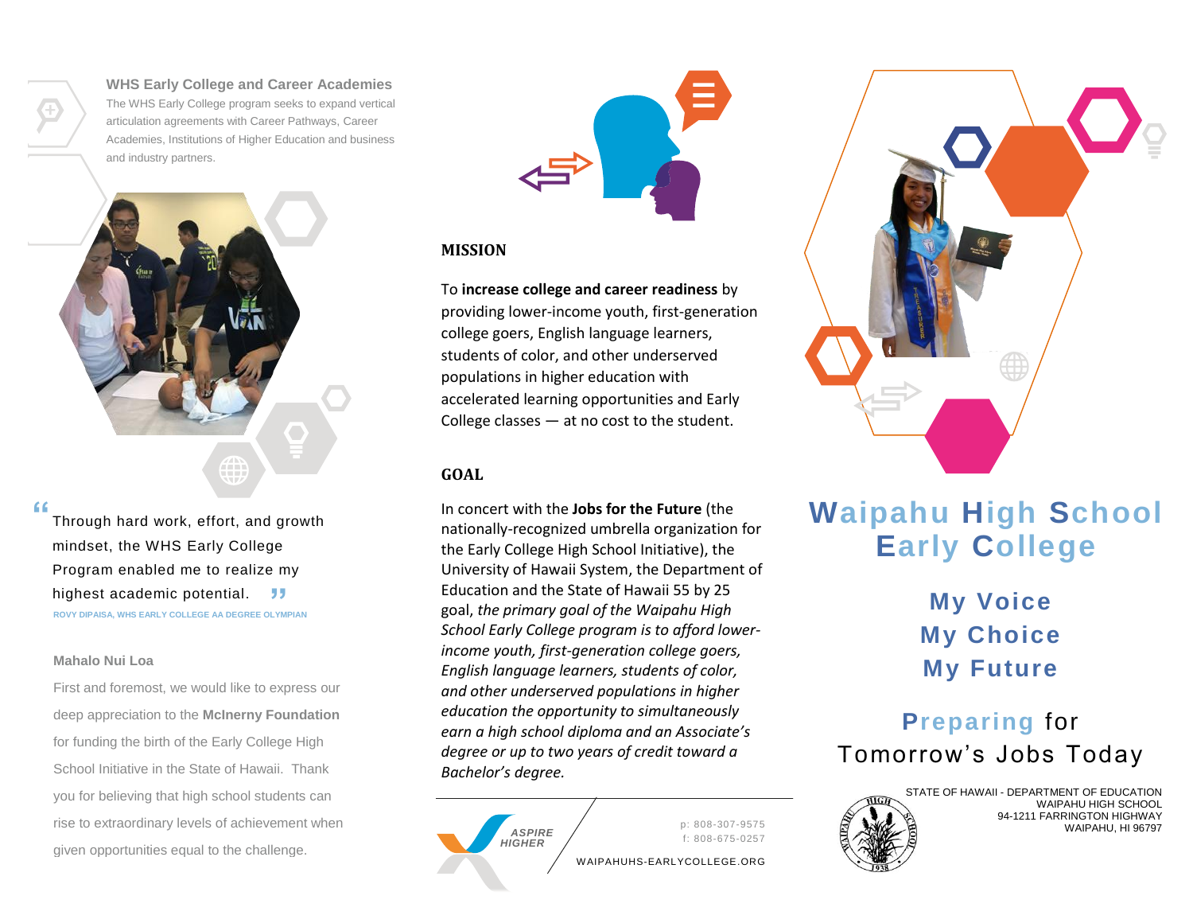### WHS Early College and Career Academies

The WHS Early College program seeks to expand vertical articulation agreements with Career Pathways, Career Academies, Institutions of Higher Education and business and industry partners.

> "Through hard work, effort, and growth mindset, the WHS Early College Program enabled me to realize my highest academic potential."
>
> ROVY DIPAISA, WHS EARLY COLLEGE AA DEGREE OLYMPIAN

### Mahalo Nui Loa

First and foremost, we would like to express our deep appreciation to the **McInerny Foundation** for funding the birth of the Early College High School Initiative in the State of Hawaii. Thank you for believing that high school students can rise to extraordinary levels of achievement when given opportunities equal to the challenge.

## MISSION

To **increase college and career readiness** by providing lower-income youth, first-generation college goers, English language learners, students of color, and other underserved populations in higher education with accelerated learning opportunities and Early College classes — at no cost to the student.

## GOAL

In concert with the **Jobs for the Future** (the nationally-recognized umbrella organization for the Early College High School Initiative), the University of Hawaii System, the Department of Education and the State of Hawaii 55 by 25 goal, *the primary goal of the Waipahu High School Early College program is to afford lower-income youth, first-generation college goers, English language learners, students of color, and other underserved populations in higher education the opportunity to simultaneously earn a high school diploma and an Associate's degree or up to two years of credit toward a Bachelor's degree.*

ASPIRE HIGHER

p: 808-307-9575
f: 808-675-0257

WAIPAHUHS-EARLYCOLLEGE.ORG

# Waipahu High School Early College

## My Voice
## My Choice
## My Future

## Preparing for Tomorrow's Jobs Today

STATE OF HAWAII - DEPARTMENT OF EDUCATION
WAIPAHU HIGH SCHOOL
94-1211 FARRINGTON HIGHWAY
WAIPAHU, HI 96797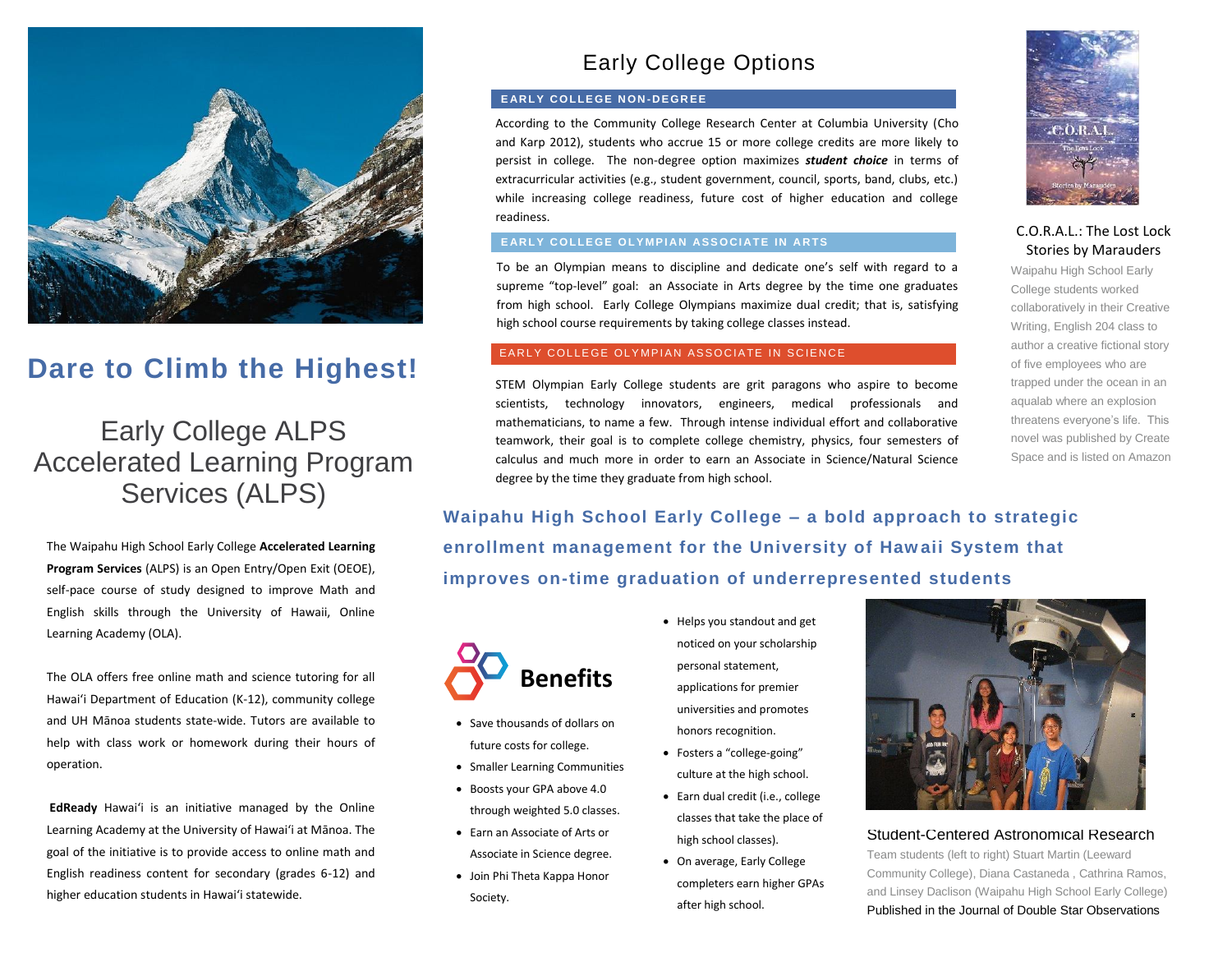# Dare to Climb the Highest!

## Early College ALPS Accelerated Learning Program Services (ALPS)

The Waipahu High School Early College **Accelerated Learning Program Services** (ALPS) is an Open Entry/Open Exit (OEOE), self-pace course of study designed to improve Math and English skills through the University of Hawaii, Online Learning Academy (OLA).

The OLA offers free online math and science tutoring for all Hawai'i Department of Education (K-12), community college and UH Mānoa students state-wide. Tutors are available to help with class work or homework during their hours of operation.

**EdReady** Hawai'i is an initiative managed by the Online Learning Academy at the University of Hawai'i at Mānoa. The goal of the initiative is to provide access to online math and English readiness content for secondary (grades 6-12) and higher education students in Hawai'i statewide.

## Early College Options

### EARLY COLLEGE NON-DEGREE

According to the Community College Research Center at Columbia University (Cho and Karp 2012), students who accrue 15 or more college credits are more likely to persist in college. The non-degree option maximizes ***student choice*** in terms of extracurricular activities (e.g., student government, council, sports, band, clubs, etc.) while increasing college readiness, future cost of higher education and college readiness.

### EARLY COLLEGE OLYMPIAN ASSOCIATE IN ARTS

To be an Olympian means to discipline and dedicate one's self with regard to a supreme "top-level" goal: an Associate in Arts degree by the time one graduates from high school. Early College Olympians maximize dual credit; that is, satisfying high school course requirements by taking college classes instead.

### EARLY COLLEGE OLYMPIAN ASSOCIATE IN SCIENCE

STEM Olympian Early College students are grit paragons who aspire to become scientists, technology innovators, engineers, medical professionals and mathematicians, to name a few. Through intense individual effort and collaborative teamwork, their goal is to complete college chemistry, physics, four semesters of calculus and much more in order to earn an Associate in Science/Natural Science degree by the time they graduate from high school.

C.O.R.A.L.: The Lost Lock Stories by Marauders

Waipahu High School Early College students worked collaboratively in their Creative Writing, English 204 class to author a creative fictional story of five employees who are trapped under the ocean in an aqualab where an explosion threatens everyone's life. This novel was published by Create Space and is listed on Amazon

## Waipahu High School Early College – a bold approach to strategic enrollment management for the University of Hawaii System that improves on-time graduation of underrepresented students

## Benefits

- Save thousands of dollars on future costs for college.
- Smaller Learning Communities
- Boosts your GPA above 4.0 through weighted 5.0 classes.
- Earn an Associate of Arts or Associate in Science degree.
- Join Phi Theta Kappa Honor Society.
- Helps you standout and get noticed on your scholarship personal statement, applications for premier universities and promotes honors recognition.
- Fosters a "college-going" culture at the high school.
- Earn dual credit (i.e., college classes that take the place of high school classes).
- On average, Early College completers earn higher GPAs after high school.

Student-Centered Astronomical Research

Team students (left to right) Stuart Martin (Leeward Community College), Diana Castaneda , Cathrina Ramos, and Linsey Daclison (Waipahu High School Early College)

Published in the Journal of Double Star Observations